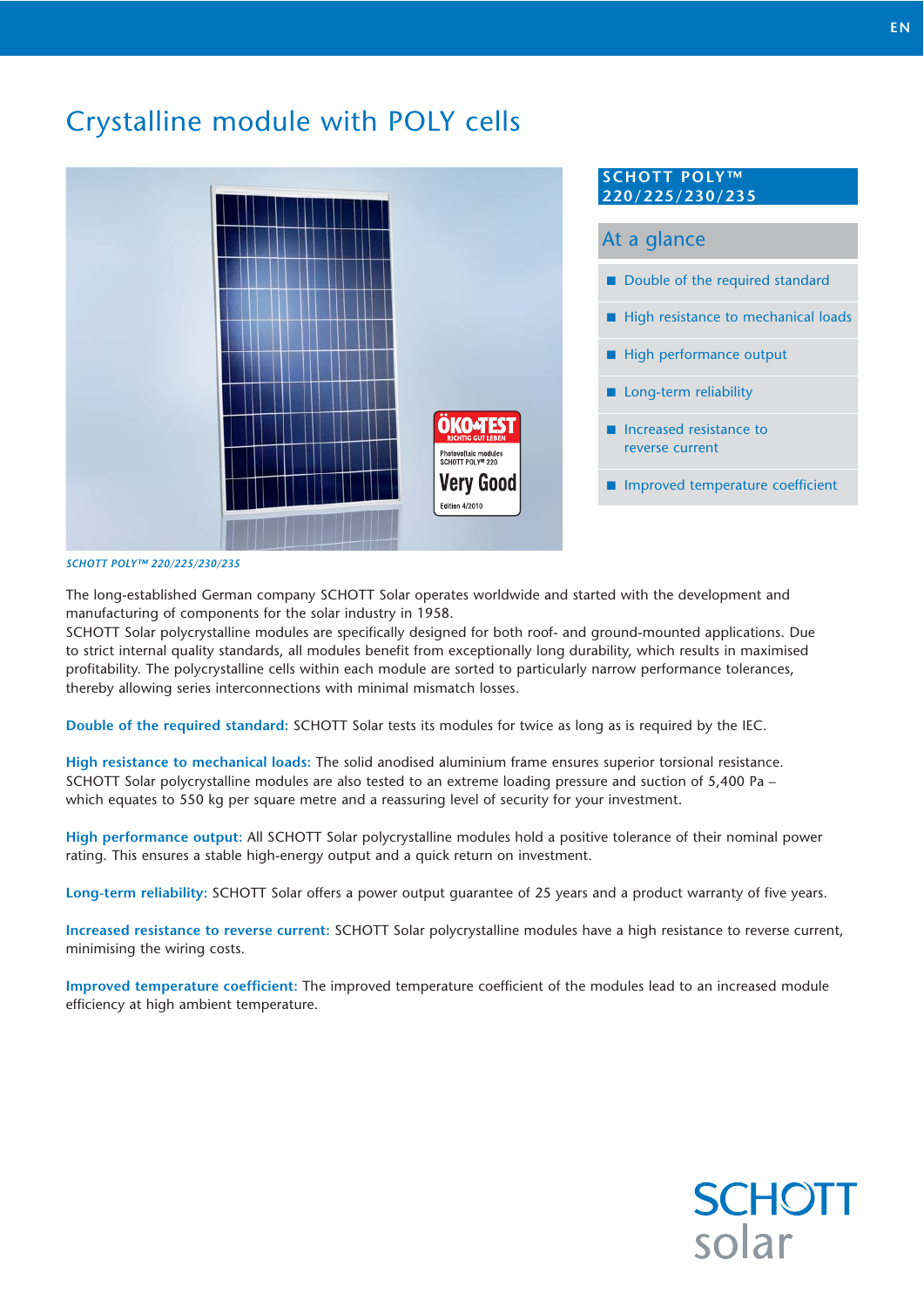# Crystalline module with POLY cells

*SCHOTT POLY™ 220/225/230/235*

## SCHOTT POLY™ 220/225/230/235

### At a glance

- Double of the required standard
- High resistance to mechanical loads
- High performance output
- Long-term reliability
- Increased resistance to reverse current
- Improved temperature coefficient

The long-established German company SCHOTT Solar operates worldwide and started with the development and manufacturing of components for the solar industry in 1958.
SCHOTT Solar polycrystalline modules are specifically designed for both roof- and ground-mounted applications. Due to strict internal quality standards, all modules benefit from exceptionally long durability, which results in maximised profitability. The polycrystalline cells within each module are sorted to particularly narrow performance tolerances, thereby allowing series interconnections with minimal mismatch losses.

**Double of the required standard:** SCHOTT Solar tests its modules for twice as long as is required by the IEC.

**High resistance to mechanical loads:** The solid anodised aluminium frame ensures superior torsional resistance. SCHOTT Solar polycrystalline modules are also tested to an extreme loading pressure and suction of 5,400 Pa – which equates to 550 kg per square metre and a reassuring level of security for your investment.

**High performance output:** All SCHOTT Solar polycrystalline modules hold a positive tolerance of their nominal power rating. This ensures a stable high-energy output and a quick return on investment.

**Long-term reliability:** SCHOTT Solar offers a power output guarantee of 25 years and a product warranty of five years.

**Increased resistance to reverse current:** SCHOTT Solar polycrystalline modules have a high resistance to reverse current, minimising the wiring costs.

**Improved temperature coefficient:** The improved temperature coefficient of the modules lead to an increased module efficiency at high ambient temperature.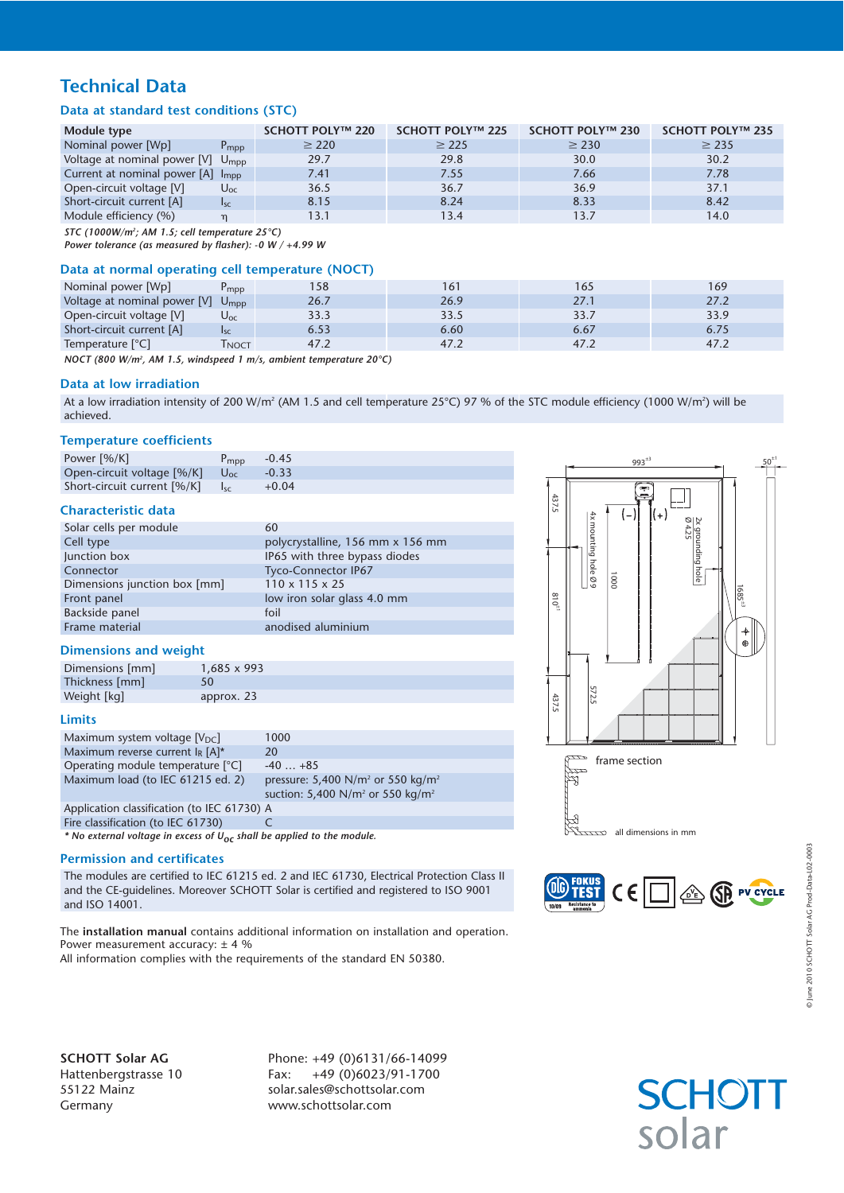# Technical Data

## Data at standard test conditions (STC)

| Module type | | SCHOTT POLY™ 220 | SCHOTT POLY™ 225 | SCHOTT POLY™ 230 | SCHOTT POLY™ 235 |
|---|---|---|---|---|---|
| Nominal power [Wp] | $P_{mpp}$ | ≥ 220 | ≥ 225 | ≥ 230 | ≥ 235 |
| Voltage at nominal power [V] | $U_{mpp}$ | 29.7 | 29.8 | 30.0 | 30.2 |
| Current at nominal power [A] | $I_{mpp}$ | 7.41 | 7.55 | 7.66 | 7.78 |
| Open-circuit voltage [V] | $U_{oc}$ | 36.5 | 36.7 | 36.9 | 37.1 |
| Short-circuit current [A] | $I_{sc}$ | 8.15 | 8.24 | 8.33 | 8.42 |
| Module efficiency (%) | $\eta$ | 13.1 | 13.4 | 13.7 | 14.0 |

*STC (1000W/m²; AM 1.5; cell temperature 25°C)*
*Power tolerance (as measured by flasher): -0 W / +4.99 W*

## Data at normal operating cell temperature (NOCT)

| | | | | | |
|---|---|---|---|---|---|
| Nominal power [Wp] | $P_{mpp}$ | 158 | 161 | 165 | 169 |
| Voltage at nominal power [V] | $U_{mpp}$ | 26.7 | 26.9 | 27.1 | 27.2 |
| Open-circuit voltage [V] | $U_{oc}$ | 33.3 | 33.5 | 33.7 | 33.9 |
| Short-circuit current [A] | $I_{sc}$ | 6.53 | 6.60 | 6.67 | 6.75 |
| Temperature [°C] | $T_{NOCT}$ | 47.2 | 47.2 | 47.2 | 47.2 |

*NOCT (800 W/m², AM 1.5, windspeed 1 m/s, ambient temperature 20°C)*

## Data at low irradiation

At a low irradiation intensity of 200 W/m² (AM 1.5 and cell temperature 25°C) 97 % of the STC module efficiency (1000 W/m²) will be achieved.

## Temperature coefficients

| | | |
|---|---|---|
| Power [%/K] | $P_{mpp}$ | -0.45 |
| Open-circuit voltage [%/K] | $U_{oc}$ | -0.33 |
| Short-circuit current [%/K] | $I_{sc}$ | +0.04 |

## Characteristic data

| | |
|---|---|
| Solar cells per module | 60 |
| Cell type | polycrystalline, 156 mm x 156 mm |
| Junction box | IP65 with three bypass diodes |
| Connector | Tyco-Connector IP67 |
| Dimensions junction box [mm] | 110 x 115 x 25 |
| Front panel | low iron solar glass 4.0 mm |
| Backside panel | foil |
| Frame material | anodised aluminium |

## Dimensions and weight

| | |
|---|---|
| Dimensions [mm] | 1,685 x 993 |
| Thickness [mm] | 50 |
| Weight [kg] | approx. 23 |

## Limits

| | |
|---|---|
| Maximum system voltage [$V_{DC}$] | 1000 |
| Maximum reverse current $I_R$ [A]* | 20 |
| Operating module temperature [°C] | -40 … +85 |
| Maximum load (to IEC 61215 ed. 2) | pressure: 5,400 N/m² or 550 kg/m²<br>suction: 5,400 N/m² or 550 kg/m² |
| Application classification (to IEC 61730) | A |
| Fire classification (to IEC 61730) | C |

*\* No external voltage in excess of $U_{oc}$ shall be applied to the module.*

993±3
50±1
43.75
810±1
43.75
1685±3
1000
572.5
4x mounting hole Ø 9
2x grounding hole Ø 4.25
(−) (+)
frame section
all dimensions in mm

## Permission and certificates

The modules are certified to IEC 61215 ed. 2 and IEC 61730, Electrical Protection Class II and the CE-guidelines. Moreover SCHOTT Solar is certified and registered to ISO 9001 and ISO 14001.

The **installation manual** contains additional information on installation and operation.
Power measurement accuracy: ± 4 %
All information complies with the requirements of the standard EN 50380.

© June 2010 SCHOTT Solar AG Prod-Data-L02-0003

**SCHOTT Solar AG**
Hattenbergstrasse 10
55122 Mainz
Germany

Phone: +49 (0)6131/66-14099
Fax: +49 (0)6023/91-1700
solar.sales@schottsolar.com
www.schottsolar.com

SCHOTT solar